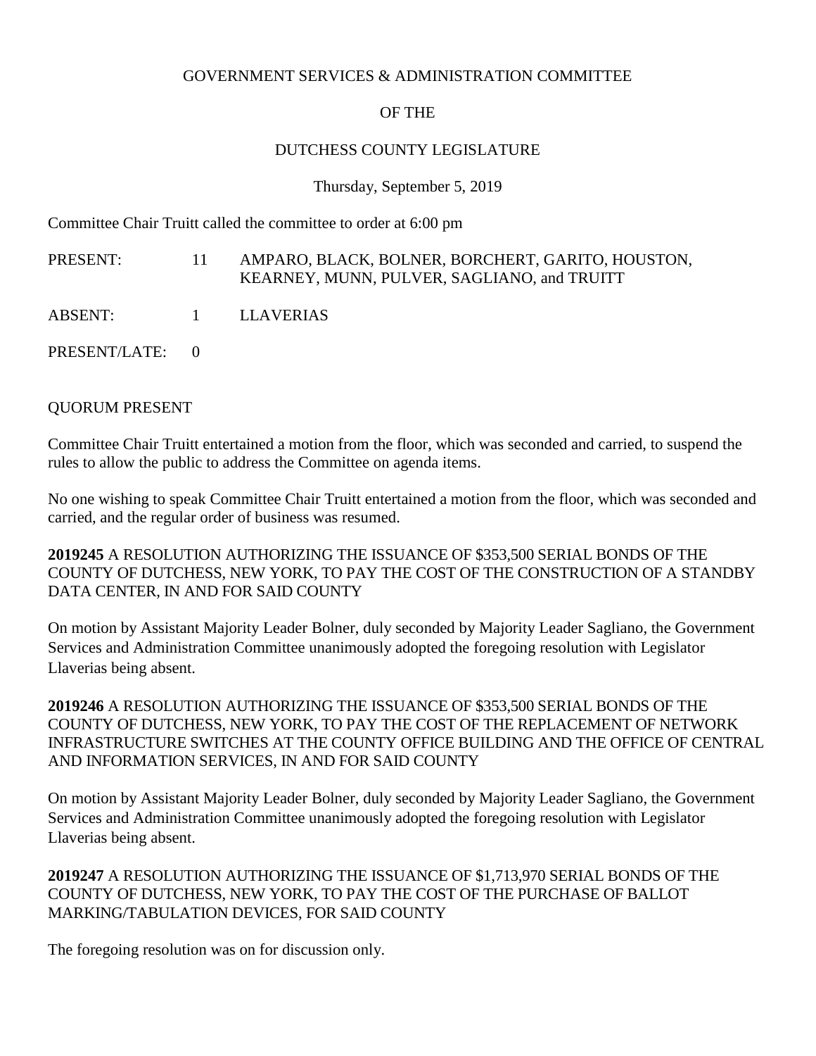GOVERNMENT SERVICES & ADMINISTRATION COMMITTEE

OF THE

DUTCHESS COUNTY LEGISLATURE

Thursday, September 5, 2019

Committee Chair Truitt called the committee to order at 6:00 pm

| | | |
|---|---|---|
| PRESENT: | 11 | AMPARO, BLACK, BOLNER, BORCHERT, GARITO, HOUSTON, KEARNEY, MUNN, PULVER, SAGLIANO, and TRUITT |
| ABSENT: | 1 | LLAVERIAS |
| PRESENT/LATE: | 0 | |

QUORUM PRESENT

Committee Chair Truitt entertained a motion from the floor, which was seconded and carried, to suspend the rules to allow the public to address the Committee on agenda items.

No one wishing to speak Committee Chair Truitt entertained a motion from the floor, which was seconded and carried, and the regular order of business was resumed.

**2019245** A RESOLUTION AUTHORIZING THE ISSUANCE OF $353,500 SERIAL BONDS OF THE COUNTY OF DUTCHESS, NEW YORK, TO PAY THE COST OF THE CONSTRUCTION OF A STANDBY DATA CENTER, IN AND FOR SAID COUNTY

On motion by Assistant Majority Leader Bolner, duly seconded by Majority Leader Sagliano, the Government Services and Administration Committee unanimously adopted the foregoing resolution with Legislator Llaverias being absent.

**2019246** A RESOLUTION AUTHORIZING THE ISSUANCE OF $353,500 SERIAL BONDS OF THE COUNTY OF DUTCHESS, NEW YORK, TO PAY THE COST OF THE REPLACEMENT OF NETWORK INFRASTRUCTURE SWITCHES AT THE COUNTY OFFICE BUILDING AND THE OFFICE OF CENTRAL AND INFORMATION SERVICES, IN AND FOR SAID COUNTY

On motion by Assistant Majority Leader Bolner, duly seconded by Majority Leader Sagliano, the Government Services and Administration Committee unanimously adopted the foregoing resolution with Legislator Llaverias being absent.

**2019247** A RESOLUTION AUTHORIZING THE ISSUANCE OF $1,713,970 SERIAL BONDS OF THE COUNTY OF DUTCHESS, NEW YORK, TO PAY THE COST OF THE PURCHASE OF BALLOT MARKING/TABULATION DEVICES, FOR SAID COUNTY

The foregoing resolution was on for discussion only.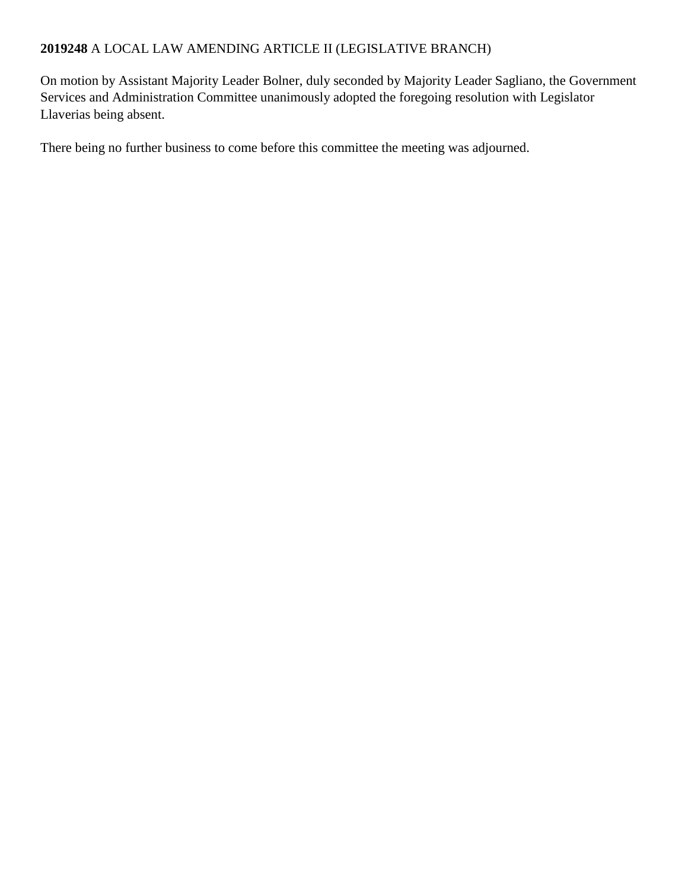**2019248** A LOCAL LAW AMENDING ARTICLE II (LEGISLATIVE BRANCH)

On motion by Assistant Majority Leader Bolner, duly seconded by Majority Leader Sagliano, the Government Services and Administration Committee unanimously adopted the foregoing resolution with Legislator Llaverias being absent.

There being no further business to come before this committee the meeting was adjourned.